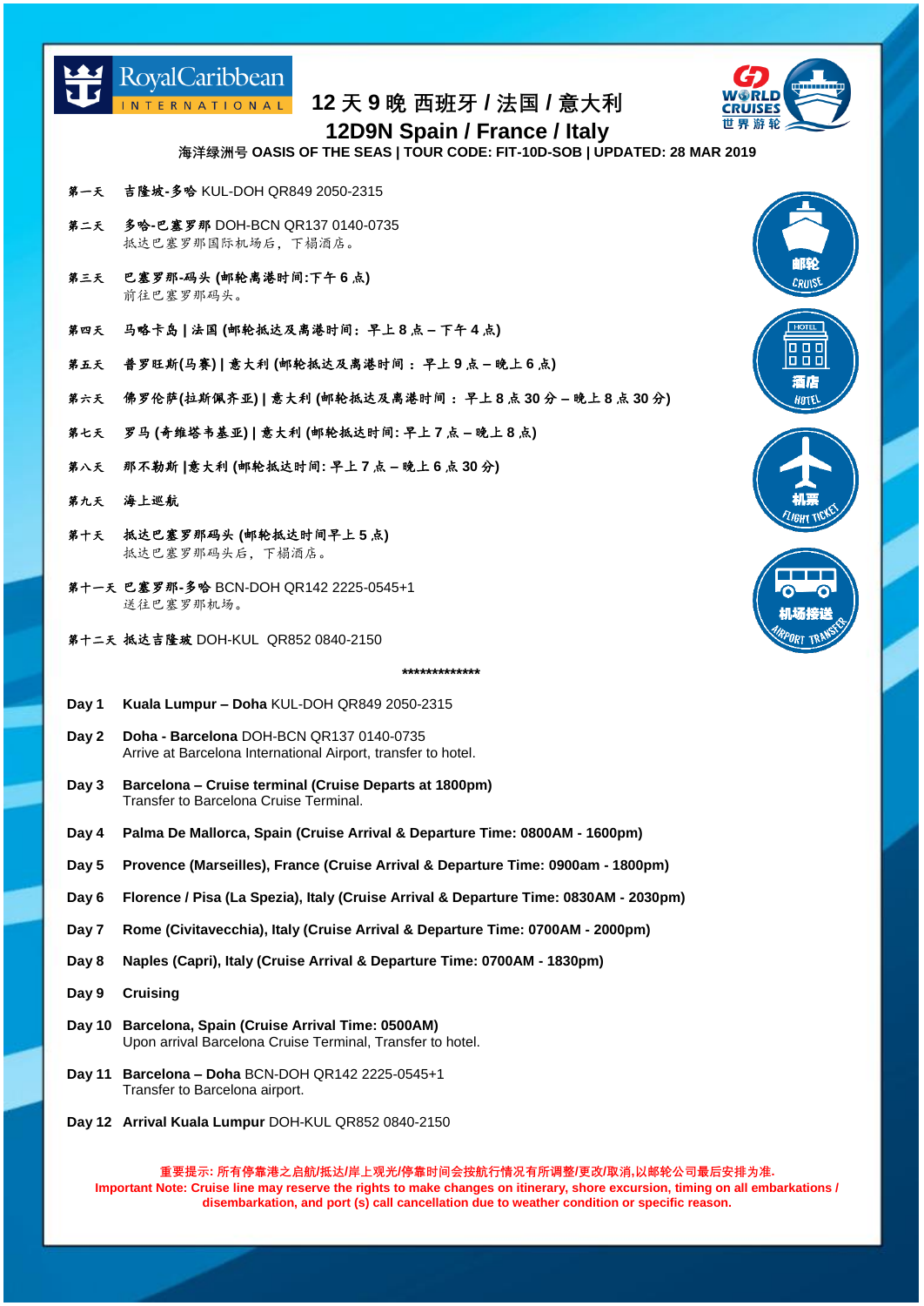RoyalCaribbean INTERNATIONAL

# 12 天 9 晚 西班牙 / 法国 / 意大利
# 12D9N Spain / France / Italy

WORLD CRUISES 世界游轮

**海洋绿洲号 OASIS OF THE SEAS | TOUR CODE: FIT-10D-SOB | UPDATED: 28 MAR 2019**

**第一天** **吉隆坡-多哈** KUL-DOH QR849 2050-2315

**第二天** **多哈-巴塞罗那** DOH-BCN QR137 0140-0735
抵达巴塞罗那国际机场后，下榻酒店。

**第三天** **巴塞罗那-码头 (邮轮离港时间:下午 6 点)**
前往巴塞罗那码头。

**第四天** **马略卡岛 | 法国 (邮轮抵达及离港时间：早上 8 点 – 下午 4 点)**

**第五天** **普罗旺斯(马赛) | 意大利 (邮轮抵达及离港时间 ： 早上 9 点 – 晚上 6 点)**

**第六天** **佛罗伦萨(拉斯佩齐亚) | 意大利 (邮轮抵达及离港时间 ： 早上 8 点 30 分 – 晚上 8 点 30 分)**

**第七天** **罗马 (奇维塔韦基亚) | 意大利 (邮轮抵达时间: 早上 7 点 – 晚上 8 点)**

**第八天** **那不勒斯 |意大利 (邮轮抵达时间: 早上 7 点 – 晚上 6 点 30 分)**

**第九天** **海上巡航**

**第十天** **抵达巴塞罗那码头 (邮轮抵达时间早上 5 点)**
抵达巴塞罗那码头后，下榻酒店。

**第十一天** **巴塞罗那-多哈** BCN-DOH QR142 2225-0545+1
送往巴塞罗那机场。

**第十二天** **抵达吉隆玻** DOH-KUL QR852 0840-2150

**************

**Day 1** **Kuala Lumpur – Doha** KUL-DOH QR849 2050-2315

**Day 2** **Doha - Barcelona** DOH-BCN QR137 0140-0735
Arrive at Barcelona International Airport, transfer to hotel.

**Day 3** **Barcelona – Cruise terminal (Cruise Departs at 1800pm)**
Transfer to Barcelona Cruise Terminal.

**Day 4** **Palma De Mallorca, Spain (Cruise Arrival & Departure Time: 0800AM - 1600pm)**

**Day 5** **Provence (Marseilles), France (Cruise Arrival & Departure Time: 0900am - 1800pm)**

**Day 6** **Florence / Pisa (La Spezia), Italy (Cruise Arrival & Departure Time: 0830AM - 2030pm)**

**Day 7** **Rome (Civitavecchia), Italy (Cruise Arrival & Departure Time: 0700AM - 2000pm)**

**Day 8** **Naples (Capri), Italy (Cruise Arrival & Departure Time: 0700AM - 1830pm)**

**Day 9** **Cruising**

**Day 10** **Barcelona, Spain (Cruise Arrival Time: 0500AM)**
Upon arrival Barcelona Cruise Terminal, Transfer to hotel.

**Day 11** **Barcelona – Doha** BCN-DOH QR142 2225-0545+1
Transfer to Barcelona airport.

**Day 12** **Arrival Kuala Lumpur** DOH-KUL QR852 0840-2150

**重要提示: 所有停靠港之启航/抵达/岸上观光/停靠时间会按航行情况有所调整/更改/取消,以邮轮公司最后安排为准.**
**Important Note: Cruise line may reserve the rights to make changes on itinerary, shore excursion, timing on all embarkations / disembarkation, and port (s) call cancellation due to weather condition or specific reason.**

邮轮 CRUISE | 酒店 HOTEL | 机票 FLIGHT TICKET | 机场接送 AIRPORT TRANSFER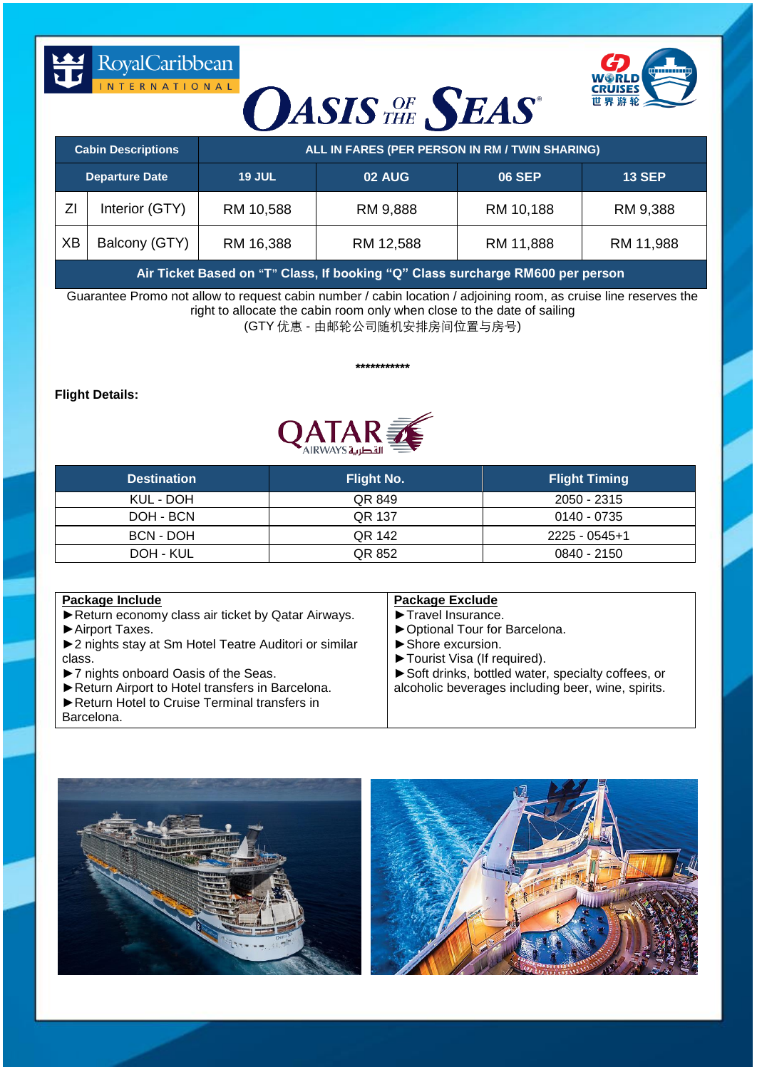# OASIS OF THE SEAS

| Cabin Descriptions | | ALL IN FARES (PER PERSON IN RM / TWIN SHARING) | | | |
|---|---|---|---|---|---|
| Departure Date | | 19 JUL | 02 AUG | 06 SEP | 13 SEP |
| ZI | Interior (GTY) | RM 10,588 | RM 9,888 | RM 10,188 | RM 9,388 |
| XB | Balcony (GTY) | RM 16,388 | RM 12,588 | RM 11,888 | RM 11,988 |
| Air Ticket Based on "T" Class, If booking "Q" Class surcharge RM600 per person | | | | | |

Guarantee Promo not allow to request cabin number / cabin location / adjoining room, as cruise line reserves the right to allocate the cabin room only when close to the date of sailing
(GTY 优惠 - 由邮轮公司随机安排房间位置与房号)

***********

**Flight Details:**

QATAR AIRWAYS القطرية

| Destination | Flight No. | Flight Timing |
|---|---|---|
| KUL - DOH | QR 849 | 2050 - 2315 |
| DOH - BCN | QR 137 | 0140 - 0735 |
| BCN - DOH | QR 142 | 2225 - 0545+1 |
| DOH - KUL | QR 852 | 0840 - 2150 |

**Package Include**
- ►Return economy class air ticket by Qatar Airways.
- ►Airport Taxes.
- ►2 nights stay at Sm Hotel Teatre Auditori or similar class.
- ►7 nights onboard Oasis of the Seas.
- ►Return Airport to Hotel transfers in Barcelona.
- ►Return Hotel to Cruise Terminal transfers in Barcelona.

**Package Exclude**
- ►Travel Insurance.
- ►Optional Tour for Barcelona.
- ►Shore excursion.
- ►Tourist Visa (If required).
- ►Soft drinks, bottled water, specialty coffees, or alcoholic beverages including beer, wine, spirits.